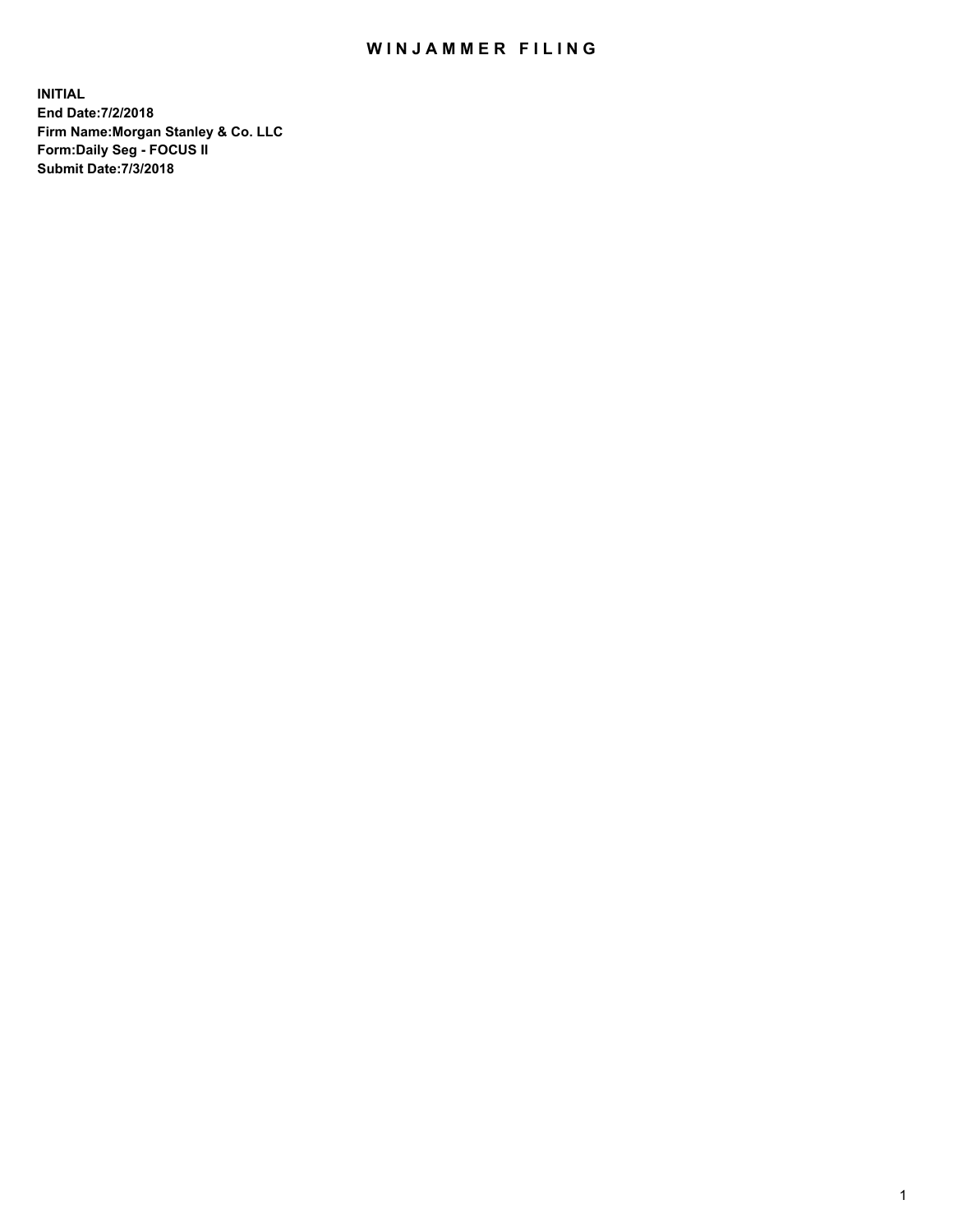# WINJAMMER FILING

**INITIAL**
**End Date:7/2/2018**
**Firm Name:Morgan Stanley & Co. LLC**
**Form:Daily Seg - FOCUS II**
**Submit Date:7/3/2018**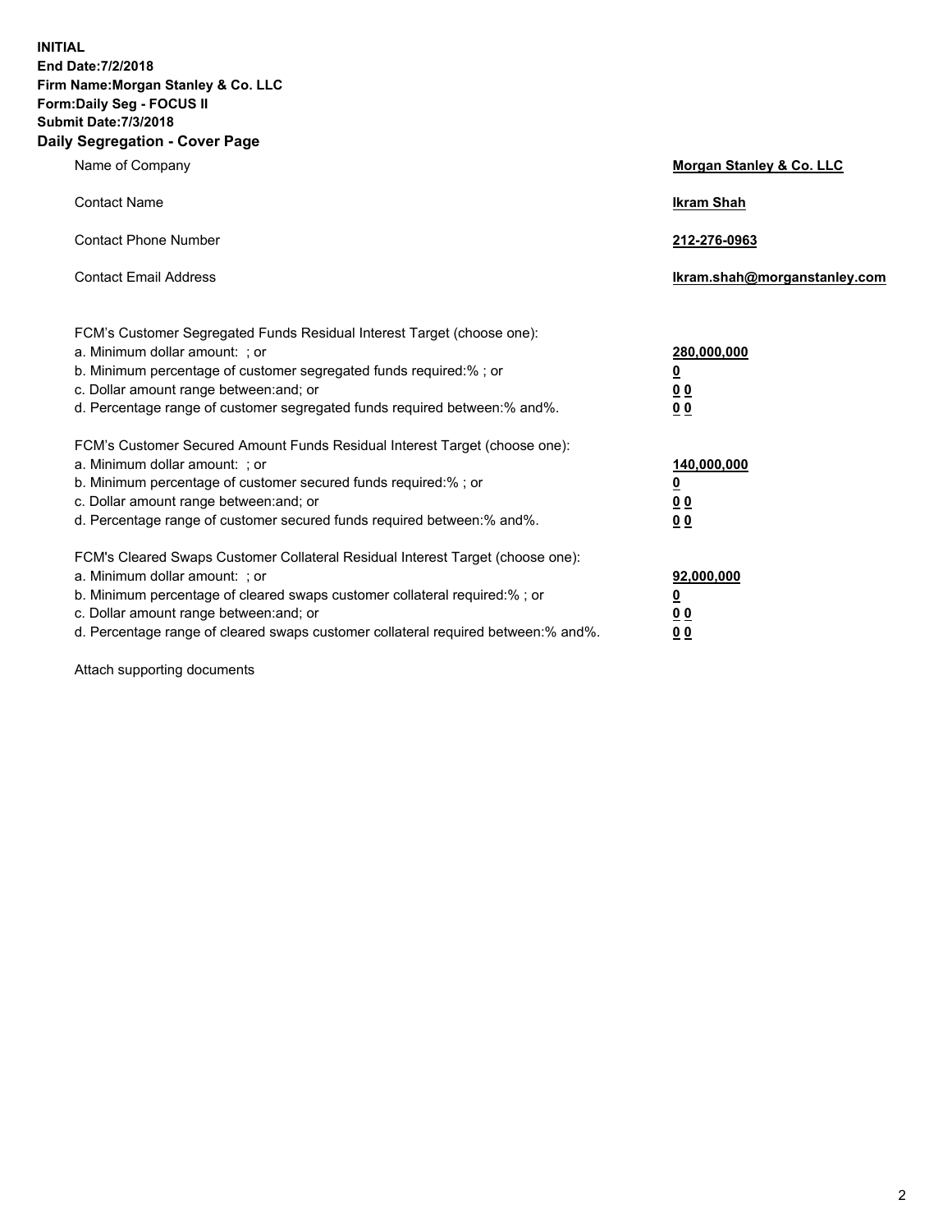**INITIAL**
**End Date:7/2/2018**
**Firm Name:Morgan Stanley & Co. LLC**
**Form:Daily Seg - FOCUS II**
**Submit Date:7/3/2018**
**Daily Segregation - Cover Page**

| | |
|---|---|
| Name of Company | **Morgan Stanley & Co. LLC** |
| Contact Name | **Ikram Shah** |
| Contact Phone Number | **212-276-0963** |
| Contact Email Address | **Ikram.shah@morganstanley.com** |

| | |
|---|---|
| FCM's Customer Segregated Funds Residual Interest Target (choose one): | |
| a. Minimum dollar amount: ; or | **280,000,000** |
| b. Minimum percentage of customer segregated funds required:% ; or | **0** |
| c. Dollar amount range between:and; or | **0 0** |
| d. Percentage range of customer segregated funds required between:% and%. | **0 0** |
| FCM's Customer Secured Amount Funds Residual Interest Target (choose one): | |
| a. Minimum dollar amount: ; or | **140,000,000** |
| b. Minimum percentage of customer secured funds required:% ; or | **0** |
| c. Dollar amount range between:and; or | **0 0** |
| d. Percentage range of customer secured funds required between:% and%. | **0 0** |
| FCM's Cleared Swaps Customer Collateral Residual Interest Target (choose one): | |
| a. Minimum dollar amount: ; or | **92,000,000** |
| b. Minimum percentage of cleared swaps customer collateral required:% ; or | **0** |
| c. Dollar amount range between:and; or | **0 0** |
| d. Percentage range of cleared swaps customer collateral required between:% and%. | **0 0** |

Attach supporting documents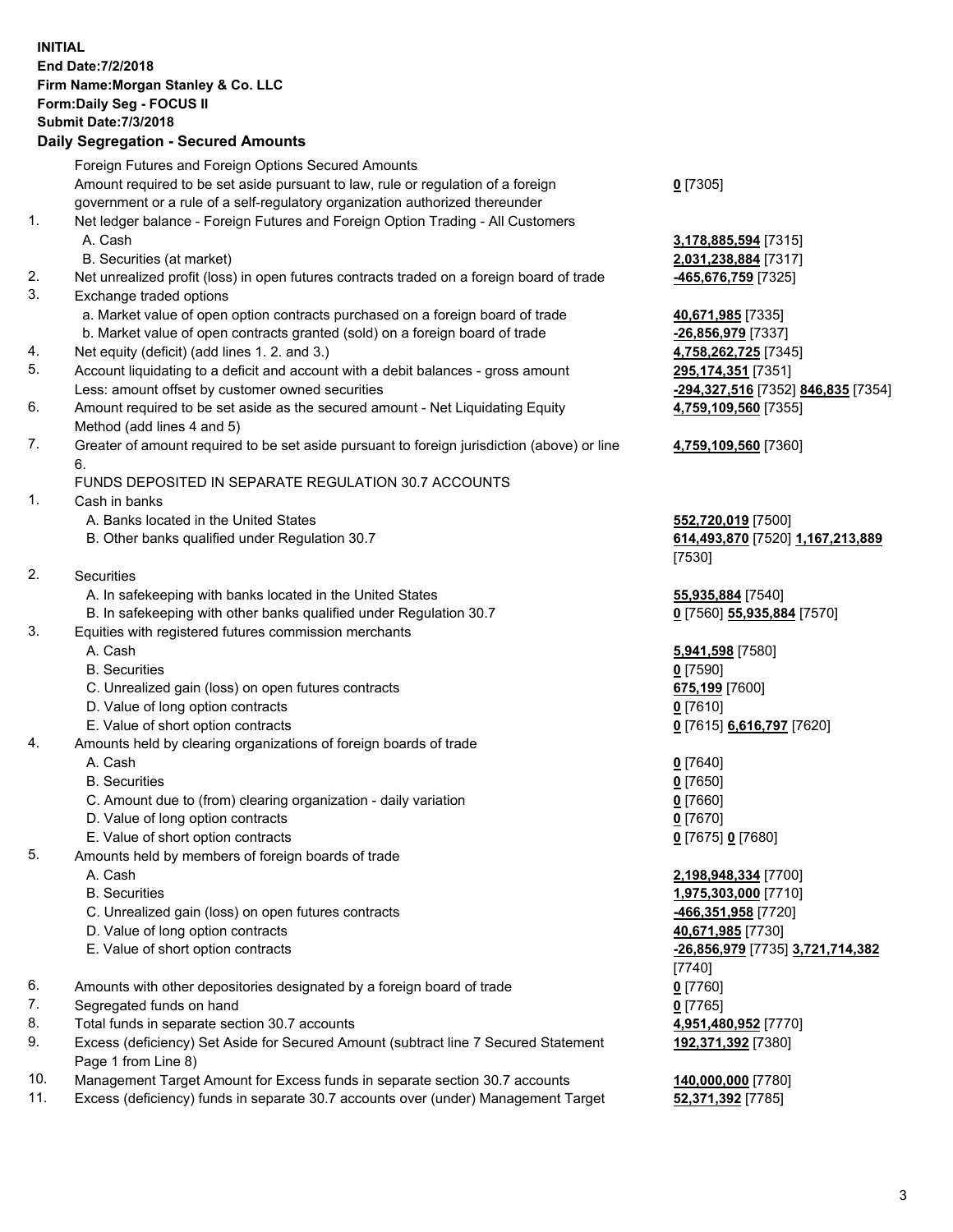**INITIAL**
**End Date:7/2/2018**
**Firm Name:Morgan Stanley & Co. LLC**
**Form:Daily Seg - FOCUS II**
**Submit Date:7/3/2018**

## Daily Segregation - Secured Amounts

| | | | |
|---|---|---|---|
| | Foreign Futures and Foreign Options Secured Amounts | | |
| | Amount required to be set aside pursuant to law, rule or regulation of a foreign government or a rule of a self-regulatory organization authorized thereunder | **0** [7305] | |
| 1. | Net ledger balance - Foreign Futures and Foreign Option Trading - All Customers | | |
| | A. Cash | **3,178,885,594** [7315] | |
| | B. Securities (at market) | **2,031,238,884** [7317] | |
| 2. | Net unrealized profit (loss) in open futures contracts traded on a foreign board of trade | **-465,676,759** [7325] | |
| 3. | Exchange traded options | | |
| | a. Market value of open option contracts purchased on a foreign board of trade | **40,671,985** [7335] | |
| | b. Market value of open contracts granted (sold) on a foreign board of trade | **-26,856,979** [7337] | |
| 4. | Net equity (deficit) (add lines 1. 2. and 3.) | **4,758,262,725** [7345] | |
| 5. | Account liquidating to a deficit and account with a debit balances - gross amount | **295,174,351** [7351] | |
| | Less: amount offset by customer owned securities | **-294,327,516** [7352] | **846,835** [7354] |
| 6. | Amount required to be set aside as the secured amount - Net Liquidating Equity Method (add lines 4 and 5) | **4,759,109,560** [7355] | |
| 7. | Greater of amount required to be set aside pursuant to foreign jurisdiction (above) or line 6. | **4,759,109,560** [7360] | |
| | FUNDS DEPOSITED IN SEPARATE REGULATION 30.7 ACCOUNTS | | |
| 1. | Cash in banks | | |
| | A. Banks located in the United States | **552,720,019** [7500] | |
| | B. Other banks qualified under Regulation 30.7 | **614,493,870** [7520] | **1,167,213,889** [7530] |
| 2. | Securities | | |
| | A. In safekeeping with banks located in the United States | **55,935,884** [7540] | |
| | B. In safekeeping with other banks qualified under Regulation 30.7 | **0** [7560] | **55,935,884** [7570] |
| 3. | Equities with registered futures commission merchants | | |
| | A. Cash | **5,941,598** [7580] | |
| | B. Securities | **0** [7590] | |
| | C. Unrealized gain (loss) on open futures contracts | **675,199** [7600] | |
| | D. Value of long option contracts | **0** [7610] | |
| | E. Value of short option contracts | **0** [7615] | **6,616,797** [7620] |
| 4. | Amounts held by clearing organizations of foreign boards of trade | | |
| | A. Cash | **0** [7640] | |
| | B. Securities | **0** [7650] | |
| | C. Amount due to (from) clearing organization - daily variation | **0** [7660] | |
| | D. Value of long option contracts | **0** [7670] | |
| | E. Value of short option contracts | **0** [7675] | **0** [7680] |
| 5. | Amounts held by members of foreign boards of trade | | |
| | A. Cash | **2,198,948,334** [7700] | |
| | B. Securities | **1,975,303,000** [7710] | |
| | C. Unrealized gain (loss) on open futures contracts | **-466,351,958** [7720] | |
| | D. Value of long option contracts | **40,671,985** [7730] | |
| | E. Value of short option contracts | **-26,856,979** [7735] | **3,721,714,382** [7740] |
| 6. | Amounts with other depositories designated by a foreign board of trade | **0** [7760] | |
| 7. | Segregated funds on hand | **0** [7765] | |
| 8. | Total funds in separate section 30.7 accounts | **4,951,480,952** [7770] | |
| 9. | Excess (deficiency) Set Aside for Secured Amount (subtract line 7 Secured Statement Page 1 from Line 8) | **192,371,392** [7380] | |
| 10. | Management Target Amount for Excess funds in separate section 30.7 accounts | **140,000,000** [7780] | |
| 11. | Excess (deficiency) funds in separate 30.7 accounts over (under) Management Target | **52,371,392** [7785] | |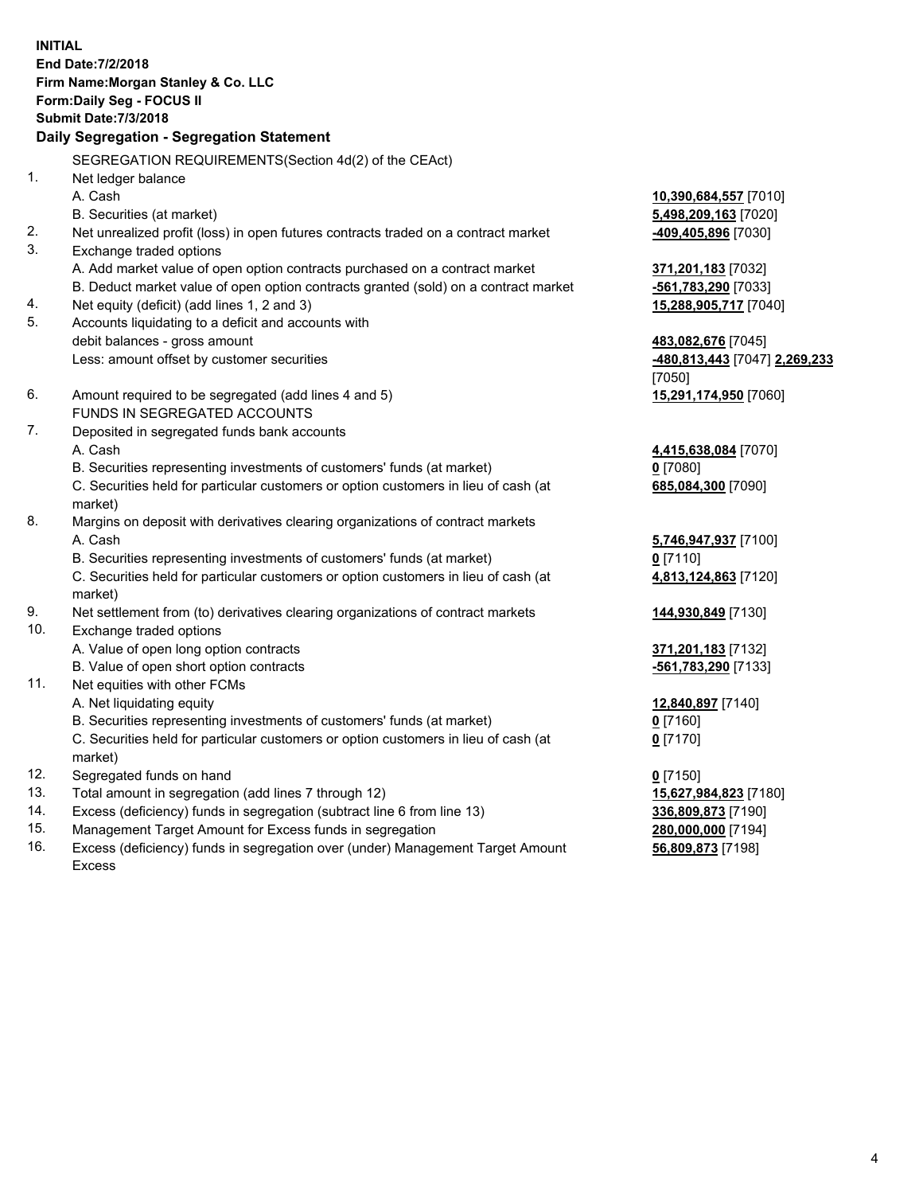**INITIAL**
**End Date:7/2/2018**
**Firm Name:Morgan Stanley & Co. LLC**
**Form:Daily Seg - FOCUS II**
**Submit Date:7/3/2018**

## Daily Segregation - Segregation Statement

SEGREGATION REQUIREMENTS(Section 4d(2) of the CEAct)

| | | |
|---|---|---|
| 1. | Net ledger balance | |
| | A. Cash | **10,390,684,557** [7010] |
| | B. Securities (at market) | **5,498,209,163** [7020] |
| 2. | Net unrealized profit (loss) in open futures contracts traded on a contract market | **-409,405,896** [7030] |
| 3. | Exchange traded options | |
| | A. Add market value of open option contracts purchased on a contract market | **371,201,183** [7032] |
| | B. Deduct market value of open option contracts granted (sold) on a contract market | **-561,783,290** [7033] |
| 4. | Net equity (deficit) (add lines 1, 2 and 3) | **15,288,905,717** [7040] |
| 5. | Accounts liquidating to a deficit and accounts with debit balances - gross amount | **483,082,676** [7045] |
| | Less: amount offset by customer securities | **-480,813,443** [7047] **2,269,233** [7050] |
| 6. | Amount required to be segregated (add lines 4 and 5) | **15,291,174,950** [7060] |
| | FUNDS IN SEGREGATED ACCOUNTS | |
| 7. | Deposited in segregated funds bank accounts | |
| | A. Cash | **4,415,638,084** [7070] |
| | B. Securities representing investments of customers' funds (at market) | **0** [7080] |
| | C. Securities held for particular customers or option customers in lieu of cash (at market) | **685,084,300** [7090] |
| 8. | Margins on deposit with derivatives clearing organizations of contract markets | |
| | A. Cash | **5,746,947,937** [7100] |
| | B. Securities representing investments of customers' funds (at market) | **0** [7110] |
| | C. Securities held for particular customers or option customers in lieu of cash (at market) | **4,813,124,863** [7120] |
| 9. | Net settlement from (to) derivatives clearing organizations of contract markets | **144,930,849** [7130] |
| 10. | Exchange traded options | |
| | A. Value of open long option contracts | **371,201,183** [7132] |
| | B. Value of open short option contracts | **-561,783,290** [7133] |
| 11. | Net equities with other FCMs | |
| | A. Net liquidating equity | **12,840,897** [7140] |
| | B. Securities representing investments of customers' funds (at market) | **0** [7160] |
| | C. Securities held for particular customers or option customers in lieu of cash (at market) | **0** [7170] |
| 12. | Segregated funds on hand | **0** [7150] |
| 13. | Total amount in segregation (add lines 7 through 12) | **15,627,984,823** [7180] |
| 14. | Excess (deficiency) funds in segregation (subtract line 6 from line 13) | **336,809,873** [7190] |
| 15. | Management Target Amount for Excess funds in segregation | **280,000,000** [7194] |
| 16. | Excess (deficiency) funds in segregation over (under) Management Target Amount Excess | **56,809,873** [7198] |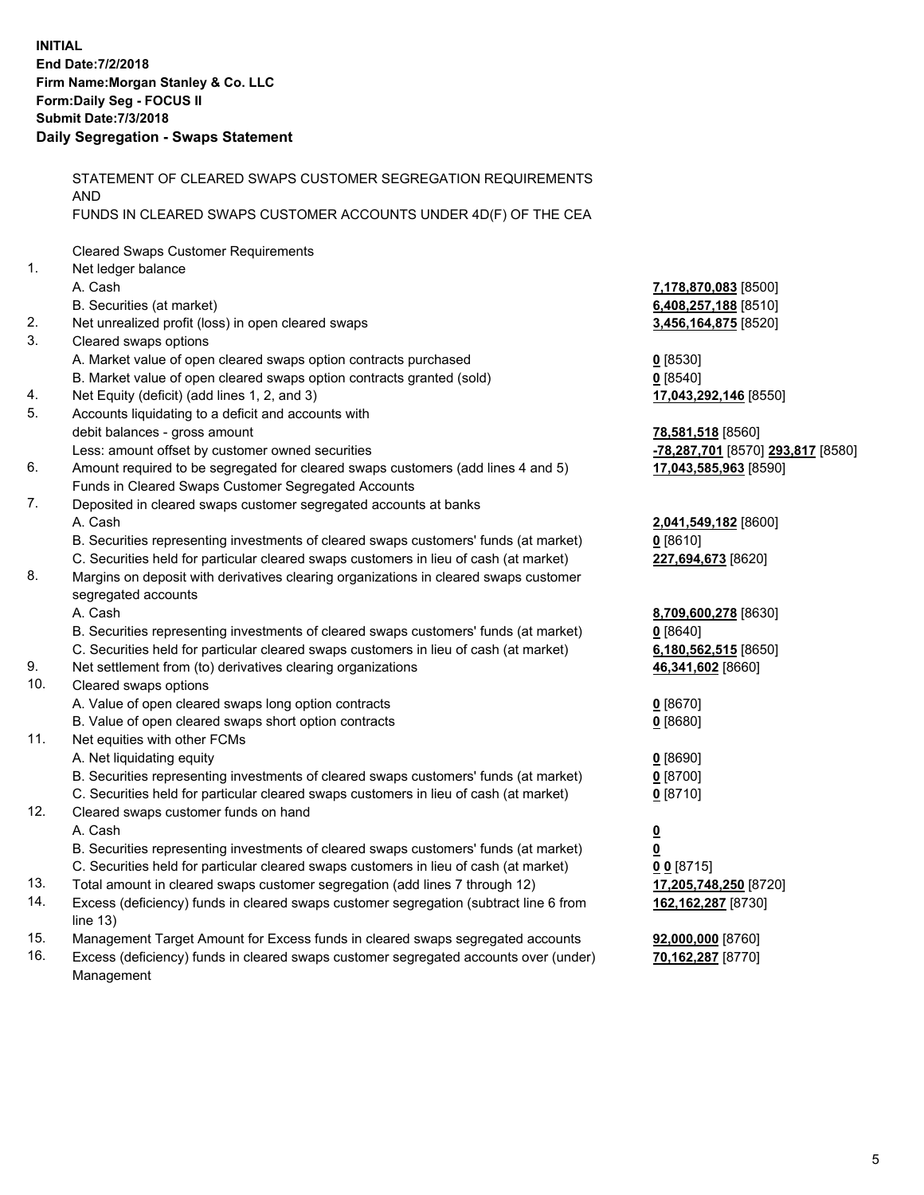**INITIAL**
**End Date:7/2/2018**
**Firm Name:Morgan Stanley & Co. LLC**
**Form:Daily Seg - FOCUS II**
**Submit Date:7/3/2018**
**Daily Segregation - Swaps Statement**

STATEMENT OF CLEARED SWAPS CUSTOMER SEGREGATION REQUIREMENTS AND
FUNDS IN CLEARED SWAPS CUSTOMER ACCOUNTS UNDER 4D(F) OF THE CEA

| | | |
|---|---|---|
| | Cleared Swaps Customer Requirements | |
| 1. | Net ledger balance | |
| | A. Cash | **7,178,870,083** [8500] |
| | B. Securities (at market) | **6,408,257,188** [8510] |
| 2. | Net unrealized profit (loss) in open cleared swaps | **3,456,164,875** [8520] |
| 3. | Cleared swaps options | |
| | A. Market value of open cleared swaps option contracts purchased | **0** [8530] |
| | B. Market value of open cleared swaps option contracts granted (sold) | **0** [8540] |
| 4. | Net Equity (deficit) (add lines 1, 2, and 3) | **17,043,292,146** [8550] |
| 5. | Accounts liquidating to a deficit and accounts with debit balances - gross amount | **78,581,518** [8560] |
| | Less: amount offset by customer owned securities | **-78,287,701** [8570] **293,817** [8580] |
| 6. | Amount required to be segregated for cleared swaps customers (add lines 4 and 5) | **17,043,585,963** [8590] |
| | Funds in Cleared Swaps Customer Segregated Accounts | |
| 7. | Deposited in cleared swaps customer segregated accounts at banks | |
| | A. Cash | **2,041,549,182** [8600] |
| | B. Securities representing investments of cleared swaps customers' funds (at market) | **0** [8610] |
| | C. Securities held for particular cleared swaps customers in lieu of cash (at market) | **227,694,673** [8620] |
| 8. | Margins on deposit with derivatives clearing organizations in cleared swaps customer segregated accounts | |
| | A. Cash | **8,709,600,278** [8630] |
| | B. Securities representing investments of cleared swaps customers' funds (at market) | **0** [8640] |
| | C. Securities held for particular cleared swaps customers in lieu of cash (at market) | **6,180,562,515** [8650] |
| 9. | Net settlement from (to) derivatives clearing organizations | **46,341,602** [8660] |
| 10. | Cleared swaps options | |
| | A. Value of open cleared swaps long option contracts | **0** [8670] |
| | B. Value of open cleared swaps short option contracts | **0** [8680] |
| 11. | Net equities with other FCMs | |
| | A. Net liquidating equity | **0** [8690] |
| | B. Securities representing investments of cleared swaps customers' funds (at market) | **0** [8700] |
| | C. Securities held for particular cleared swaps customers in lieu of cash (at market) | **0** [8710] |
| 12. | Cleared swaps customer funds on hand | |
| | A. Cash | **0** |
| | B. Securities representing investments of cleared swaps customers' funds (at market) | **0** |
| | C. Securities held for particular cleared swaps customers in lieu of cash (at market) | **0** **0** [8715] |
| 13. | Total amount in cleared swaps customer segregation (add lines 7 through 12) | **17,205,748,250** [8720] |
| 14. | Excess (deficiency) funds in cleared swaps customer segregation (subtract line 6 from line 13) | **162,162,287** [8730] |
| 15. | Management Target Amount for Excess funds in cleared swaps segregated accounts | **92,000,000** [8760] |
| 16. | Excess (deficiency) funds in cleared swaps customer segregated accounts over (under) Management | **70,162,287** [8770] |